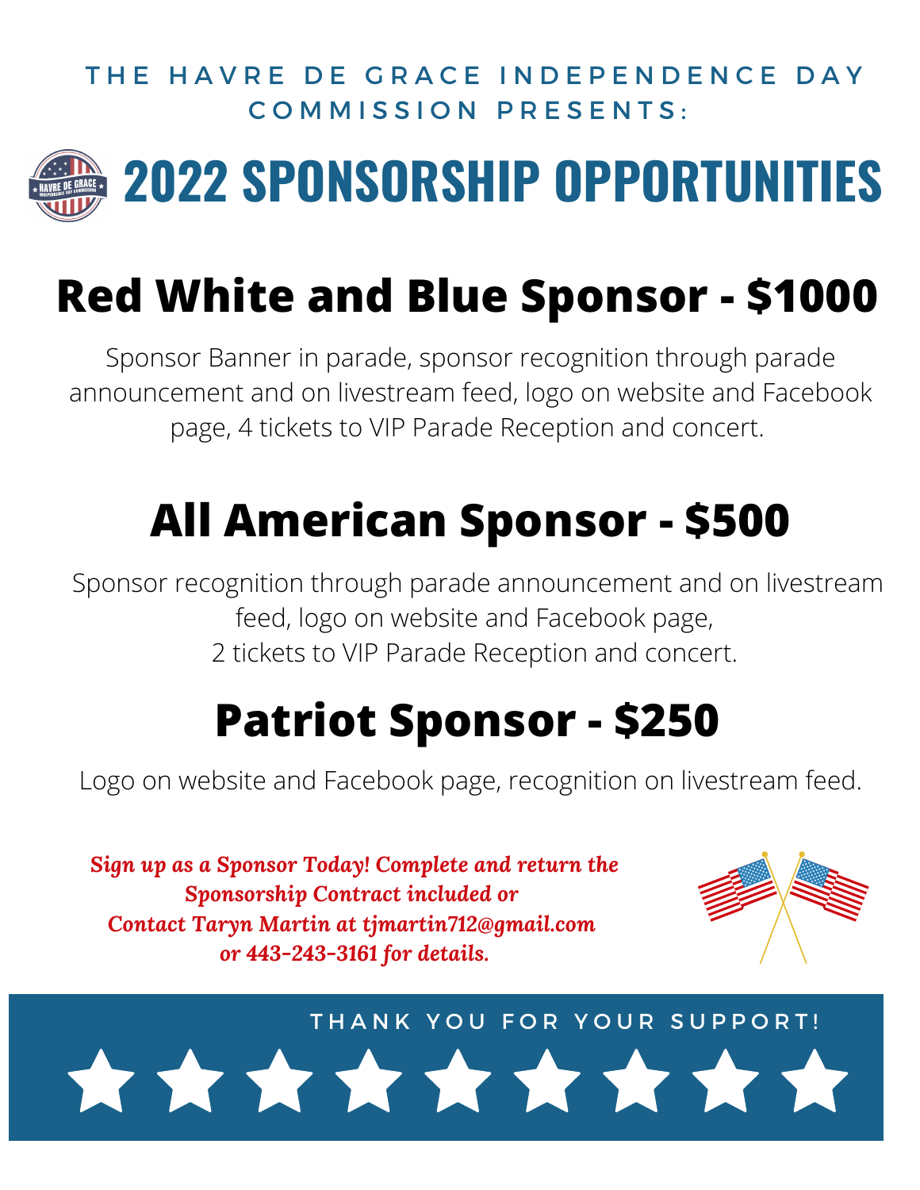THE HAVRE DE GRACE INDEPENDENCE DAY COMMISSION PRESENTS:

# 2022 SPONSORSHIP OPPORTUNITIES

## Red White and Blue Sponsor - $1000

Sponsor Banner in parade, sponsor recognition through parade announcement and on livestream feed, logo on website and Facebook page, 4 tickets to VIP Parade Reception and concert.

## All American Sponsor - $500

Sponsor recognition through parade announcement and on livestream feed, logo on website and Facebook page, 2 tickets to VIP Parade Reception and concert.

## Patriot Sponsor - $250

Logo on website and Facebook page, recognition on livestream feed.

***Sign up as a Sponsor Today! Complete and return the Sponsorship Contract included or Contact Taryn Martin at tjmartin712@gmail.com or 443-243-3161 for details.***

THANK YOU FOR YOUR SUPPORT!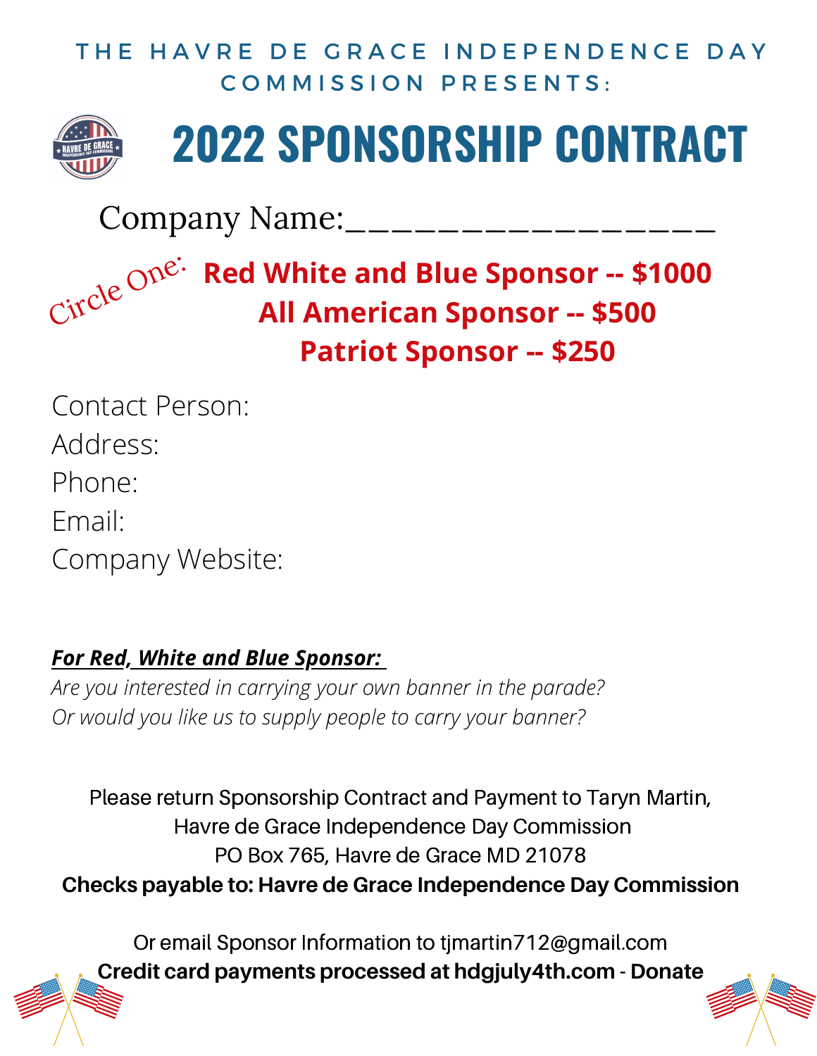THE HAVRE DE GRACE INDEPENDENCE DAY COMMISSION PRESENTS:

# 2022 SPONSORSHIP CONTRACT

Company Name:_________________

Circle One:

**Red White and Blue Sponsor -- $1000**

**All American Sponsor -- $500**

**Patriot Sponsor -- $250**

Contact Person:
Address:
Phone:
Email:
Company Website:

***For Red, White and Blue Sponsor:***

*Are you interested in carrying your own banner in the parade?*
*Or would you like us to supply people to carry your banner?*

Please return Sponsorship Contract and Payment to Taryn Martin,
Havre de Grace Independence Day Commission
PO Box 765, Havre de Grace MD 21078
**Checks payable to: Havre de Grace Independence Day Commission**

Or email Sponsor Information to tjmartin712@gmail.com
**Credit card payments processed at hdgjuly4th.com - Donate**